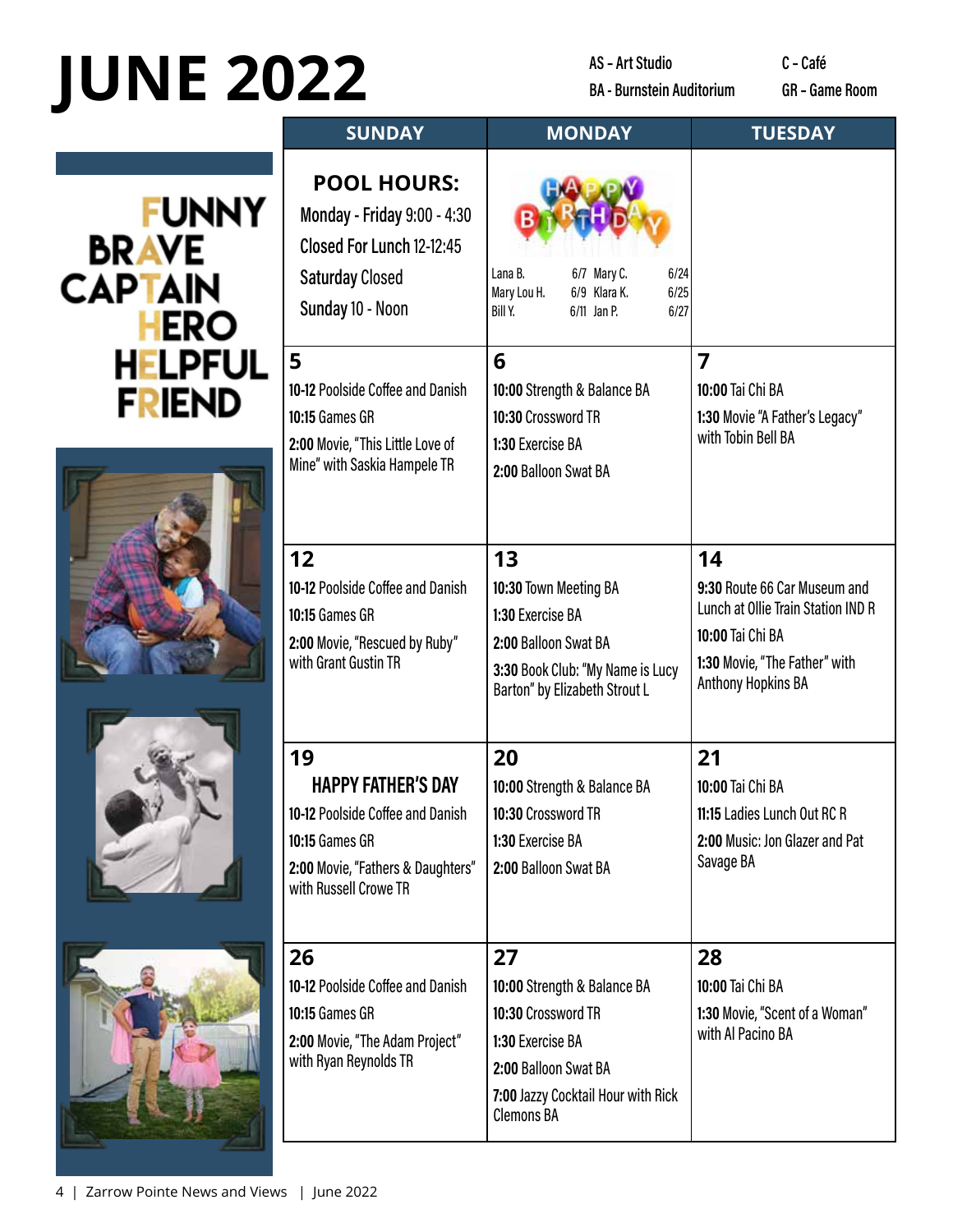# JUNE 2022

AS - Art Studio
BA - Burnstein Auditorium
C - Café
GR - Game Room

FUNNY
BRAVE
CAPTAIN
HERO
HELPFUL
FRIEND

| SUNDAY | MONDAY | TUESDAY |
|---|---|---|
| **POOL HOURS:**<br>Monday - Friday 9:00 - 4:30<br>Closed For Lunch 12-12:45<br>Saturday Closed<br>Sunday 10 - Noon | HAPPY BIRTHDAY<br>Lana B. 6/7<br>Mary Lou H. 6/9<br>Bill Y. 6/11<br>Mary C. 6/24<br>Klara K. 6/25<br>Jan P. 6/27 | |
| **5**<br>**10-12** Poolside Coffee and Danish<br>**10:15** Games GR<br>**2:00** Movie, "This Little Love of Mine" with Saskia Hampele TR | **6**<br>**10:00** Strength & Balance BA<br>**10:30** Crossword TR<br>**1:30** Exercise BA<br>**2:00** Balloon Swat BA | **7**<br>**10:00** Tai Chi BA<br>**1:30** Movie "A Father's Legacy" with Tobin Bell BA |
| **12**<br>**10-12** Poolside Coffee and Danish<br>**10:15** Games GR<br>**2:00** Movie, "Rescued by Ruby" with Grant Gustin TR | **13**<br>**10:30** Town Meeting BA<br>**1:30** Exercise BA<br>**2:00** Balloon Swat BA<br>**3:30** Book Club: "My Name is Lucy Barton" by Elizabeth Strout L | **14**<br>**9:30** Route 66 Car Museum and Lunch at Ollie Train Station IND R<br>**10:00** Tai Chi BA<br>**1:30** Movie, "The Father" with Anthony Hopkins BA |
| **19**<br>**HAPPY FATHER'S DAY**<br>**10-12** Poolside Coffee and Danish<br>**10:15** Games GR<br>**2:00** Movie, "Fathers & Daughters" with Russell Crowe TR | **20**<br>**10:00** Strength & Balance BA<br>**10:30** Crossword TR<br>**1:30** Exercise BA<br>**2:00** Balloon Swat BA | **21**<br>**10:00** Tai Chi BA<br>**11:15** Ladies Lunch Out RC R<br>**2:00** Music: Jon Glazer and Pat Savage BA |
| **26**<br>**10-12** Poolside Coffee and Danish<br>**10:15** Games GR<br>**2:00** Movie, "The Adam Project" with Ryan Reynolds TR | **27**<br>**10:00** Strength & Balance BA<br>**10:30** Crossword TR<br>**1:30** Exercise BA<br>**2:00** Balloon Swat BA<br>**7:00** Jazzy Cocktail Hour with Rick Clemons BA | **28**<br>**10:00** Tai Chi BA<br>**1:30** Movie, "Scent of a Woman" with Al Pacino BA |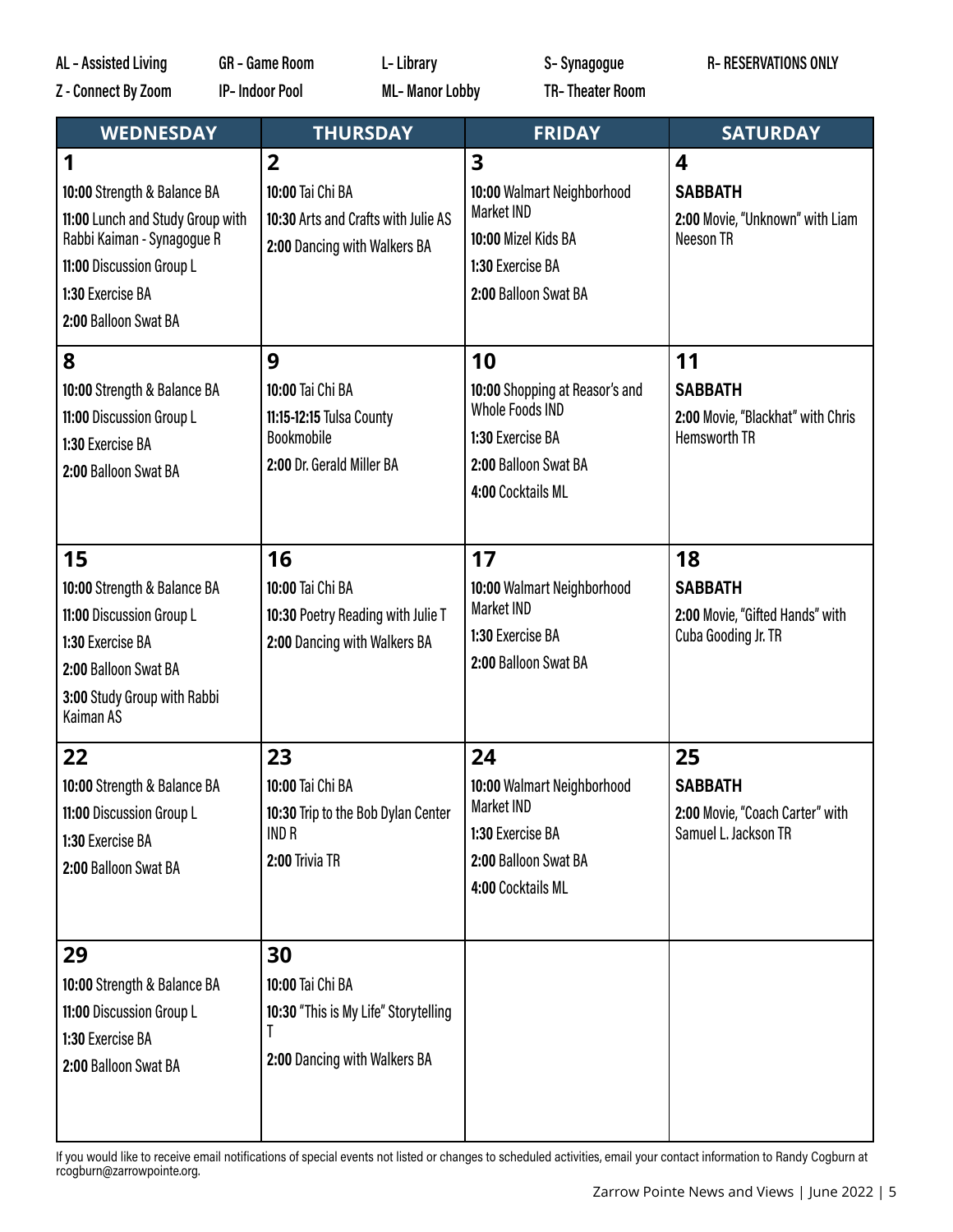AL - Assisted Living | GR - Game Room | L- Library | S- Synagogue | R- RESERVATIONS ONLY
Z - Connect By Zoom | IP- Indoor Pool | ML- Manor Lobby | TR- Theater Room

| WEDNESDAY | THURSDAY | FRIDAY | SATURDAY |
|---|---|---|---|
| **1**<br>**10:00** Strength & Balance BA<br>**11:00** Lunch and Study Group with Rabbi Kaiman - Synagogue R<br>**11:00** Discussion Group L<br>**1:30** Exercise BA<br>**2:00** Balloon Swat BA | **2**<br>**10:00** Tai Chi BA<br>**10:30** Arts and Crafts with Julie AS<br>**2:00** Dancing with Walkers BA | **3**<br>**10:00** Walmart Neighborhood Market IND<br>**10:00** Mizel Kids BA<br>**1:30** Exercise BA<br>**2:00** Balloon Swat BA | **4**<br>**SABBATH**<br>**2:00** Movie, "Unknown" with Liam Neeson TR |
| **8**<br>**10:00** Strength & Balance BA<br>**11:00** Discussion Group L<br>**1:30** Exercise BA<br>**2:00** Balloon Swat BA | **9**<br>**10:00** Tai Chi BA<br>**11:15-12:15** Tulsa County Bookmobile<br>**2:00** Dr. Gerald Miller BA | **10**<br>**10:00** Shopping at Reasor's and Whole Foods IND<br>**1:30** Exercise BA<br>**2:00** Balloon Swat BA<br>**4:00** Cocktails ML | **11**<br>**SABBATH**<br>**2:00** Movie, "Blackhat" with Chris Hemsworth TR |
| **15**<br>**10:00** Strength & Balance BA<br>**11:00** Discussion Group L<br>**1:30** Exercise BA<br>**2:00** Balloon Swat BA<br>**3:00** Study Group with Rabbi Kaiman AS | **16**<br>**10:00** Tai Chi BA<br>**10:30** Poetry Reading with Julie T<br>**2:00** Dancing with Walkers BA | **17**<br>**10:00** Walmart Neighborhood Market IND<br>**1:30** Exercise BA<br>**2:00** Balloon Swat BA | **18**<br>**SABBATH**<br>**2:00** Movie, "Gifted Hands" with Cuba Gooding Jr. TR |
| **22**<br>**10:00** Strength & Balance BA<br>**11:00** Discussion Group L<br>**1:30** Exercise BA<br>**2:00** Balloon Swat BA | **23**<br>**10:00** Tai Chi BA<br>**10:30** Trip to the Bob Dylan Center IND R<br>**2:00** Trivia TR | **24**<br>**10:00** Walmart Neighborhood Market IND<br>**1:30** Exercise BA<br>**2:00** Balloon Swat BA<br>**4:00** Cocktails ML | **25**<br>**SABBATH**<br>**2:00** Movie, "Coach Carter" with Samuel L. Jackson TR |
| **29**<br>**10:00** Strength & Balance BA<br>**11:00** Discussion Group L<br>**1:30** Exercise BA<br>**2:00** Balloon Swat BA | **30**<br>**10:00** Tai Chi BA<br>**10:30** "This is My Life" Storytelling T<br>**2:00** Dancing with Walkers BA | | |

If you would like to receive email notifications of special events not listed or changes to scheduled activities, email your contact information to Randy Cogburn at rcogburn@zarrowpointe.org.